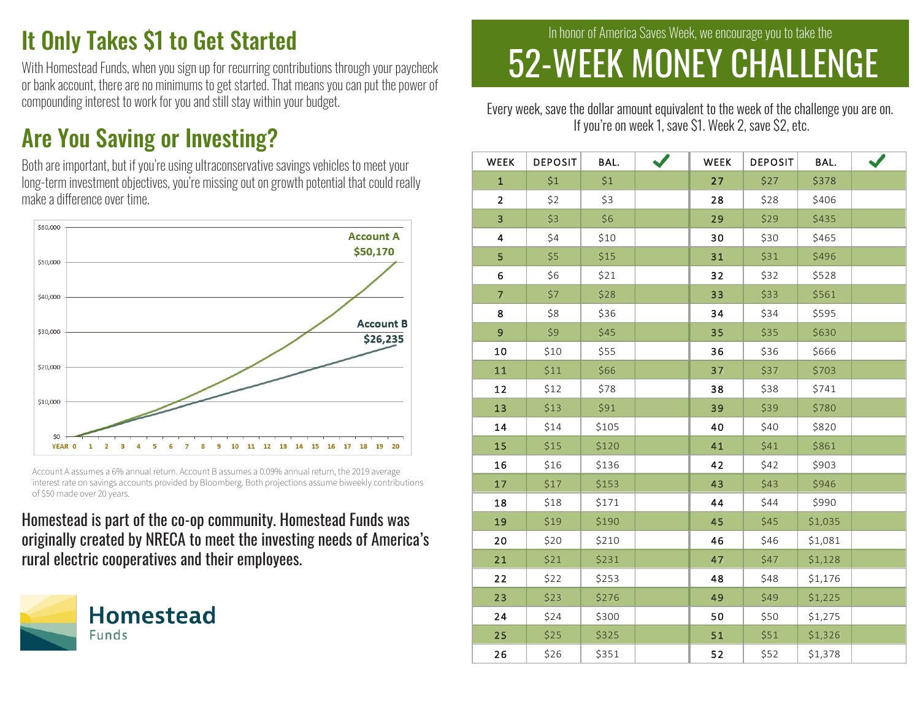## It Only Takes $1 to Get Started

With Homestead Funds, when you sign up for recurring contributions through your paycheck or bank account, there are no minimums to get started. That means you can put the power of compounding interest to work for you and still stay within your budget.

## Are You Saving or Investing?

Both are important, but if you're using ultraconservative savings vehicles to meet your long-term investment objectives, you're missing out on growth potential that could really make a difference over time.

Account A $50,170

Account B $26,235

Account A assumes a 6% annual return. Account B assumes a 0.09% annual return, the 2019 average interest rate on savings accounts provided by Bloomberg. Both projections assume biweekly contributions of $50 made over 20 years.

Homestead is part of the co-op community. Homestead Funds was originally created by NRECA to meet the investing needs of America's rural electric cooperatives and their employees.

Homestead Funds

In honor of America Saves Week, we encourage you to take the

# 52-WEEK MONEY CHALLENGE

Every week, save the dollar amount equivalent to the week of the challenge you are on. If you're on week 1, save $1. Week 2, save $2, etc.

| WEEK | DEPOSIT | BAL. | ✔ | WEEK | DEPOSIT | BAL. | ✔ |
|---|---|---|---|---|---|---|---|
| 1 | $1 | $1 | | 27 | $27 | $378 | |
| 2 | $2 | $3 | | 28 | $28 | $406 | |
| 3 | $3 | $6 | | 29 | $29 | $435 | |
| 4 | $4 | $10 | | 30 | $30 | $465 | |
| 5 | $5 | $15 | | 31 | $31 | $496 | |
| 6 | $6 | $21 | | 32 | $32 | $528 | |
| 7 | $7 | $28 | | 33 | $33 | $561 | |
| 8 | $8 | $36 | | 34 | $34 | $595 | |
| 9 | $9 | $45 | | 35 | $35 | $630 | |
| 10 | $10 | $55 | | 36 | $36 | $666 | |
| 11 | $11 | $66 | | 37 | $37 | $703 | |
| 12 | $12 | $78 | | 38 | $38 | $741 | |
| 13 | $13 | $91 | | 39 | $39 | $780 | |
| 14 | $14 | $105 | | 40 | $40 | $820 | |
| 15 | $15 | $120 | | 41 | $41 | $861 | |
| 16 | $16 | $136 | | 42 | $42 | $903 | |
| 17 | $17 | $153 | | 43 | $43 | $946 | |
| 18 | $18 | $171 | | 44 | $44 | $990 | |
| 19 | $19 | $190 | | 45 | $45 | $1,035 | |
| 20 | $20 | $210 | | 46 | $46 | $1,081 | |
| 21 | $21 | $231 | | 47 | $47 | $1,128 | |
| 22 | $22 | $253 | | 48 | $48 | $1,176 | |
| 23 | $23 | $276 | | 49 | $49 | $1,225 | |
| 24 | $24 | $300 | | 50 | $50 | $1,275 | |
| 25 | $25 | $325 | | 51 | $51 | $1,326 | |
| 26 | $26 | $351 | | 52 | $52 | $1,378 | |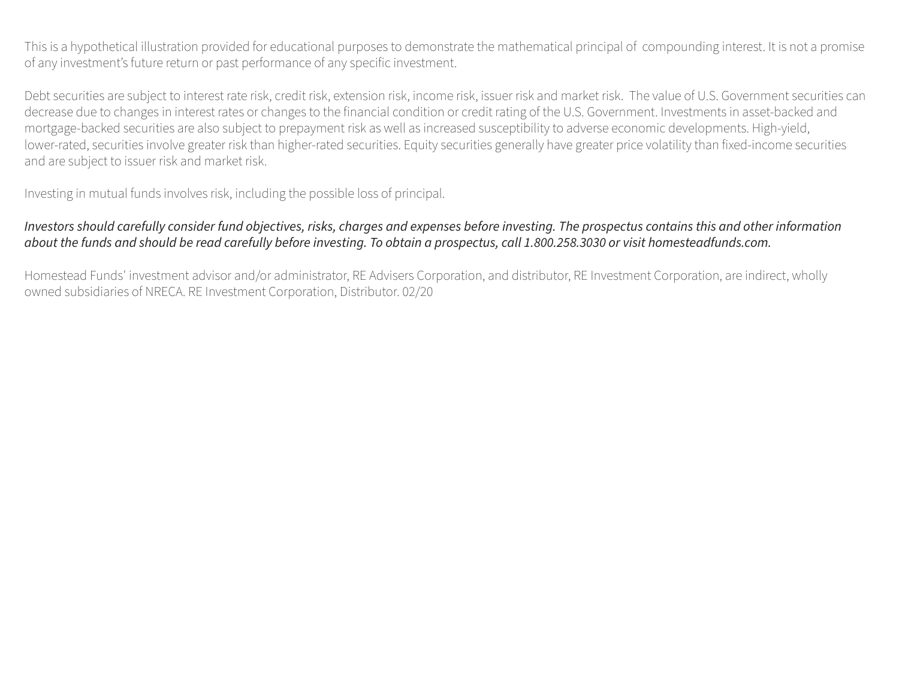This is a hypothetical illustration provided for educational purposes to demonstrate the mathematical principal of compounding interest. It is not a promise of any investment's future return or past performance of any specific investment.

Debt securities are subject to interest rate risk, credit risk, extension risk, income risk, issuer risk and market risk. The value of U.S. Government securities can decrease due to changes in interest rates or changes to the financial condition or credit rating of the U.S. Government. Investments in asset-backed and mortgage-backed securities are also subject to prepayment risk as well as increased susceptibility to adverse economic developments. High-yield, lower-rated, securities involve greater risk than higher-rated securities. Equity securities generally have greater price volatility than fixed-income securities and are subject to issuer risk and market risk.

Investing in mutual funds involves risk, including the possible loss of principal.

*Investors should carefully consider fund objectives, risks, charges and expenses before investing. The prospectus contains this and other information about the funds and should be read carefully before investing. To obtain a prospectus, call 1.800.258.3030 or visit homesteadfunds.com.*

Homestead Funds' investment advisor and/or administrator, RE Advisers Corporation, and distributor, RE Investment Corporation, are indirect, wholly owned subsidiaries of NRECA. RE Investment Corporation, Distributor. 02/20